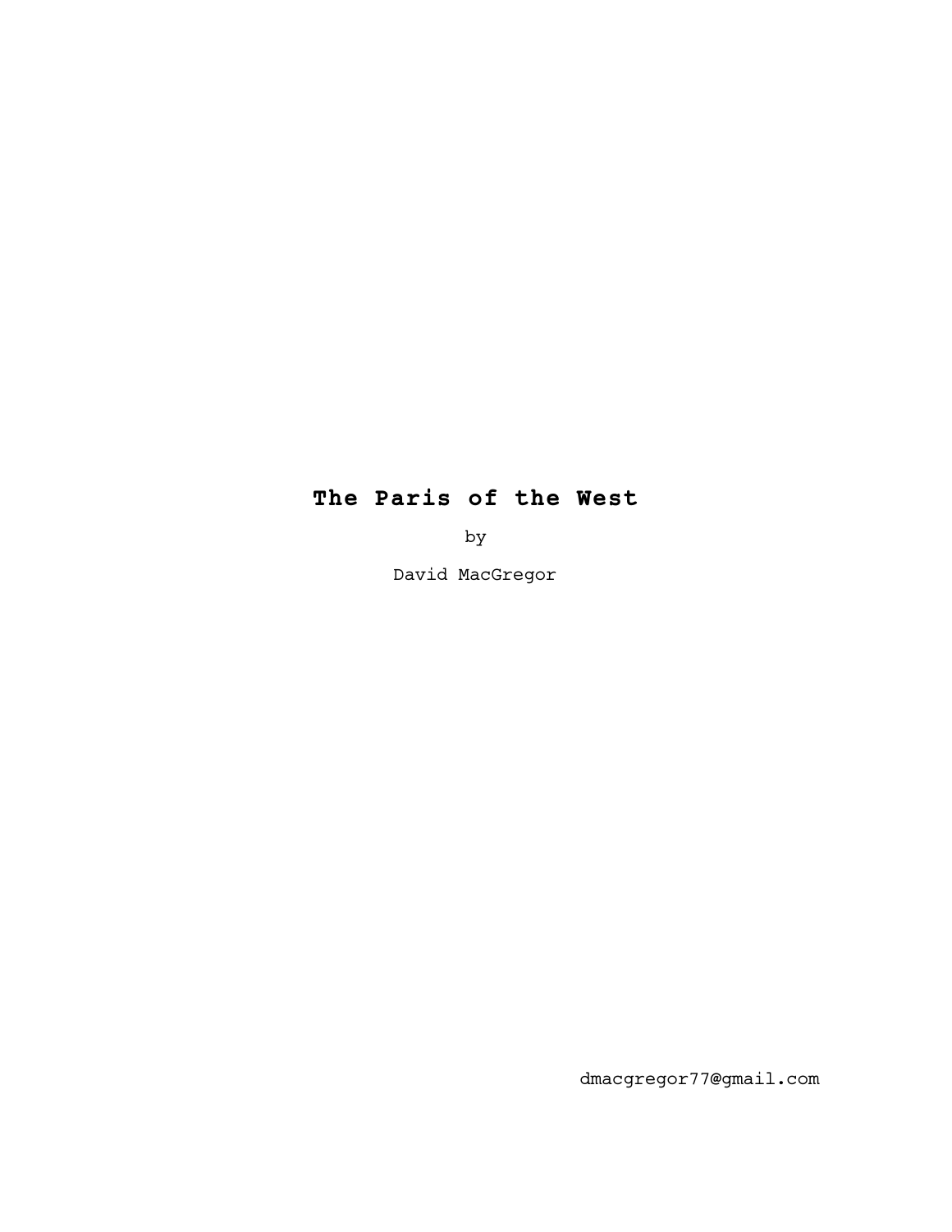# The Paris of the West

by

David MacGregor

dmacgregor77@gmail.com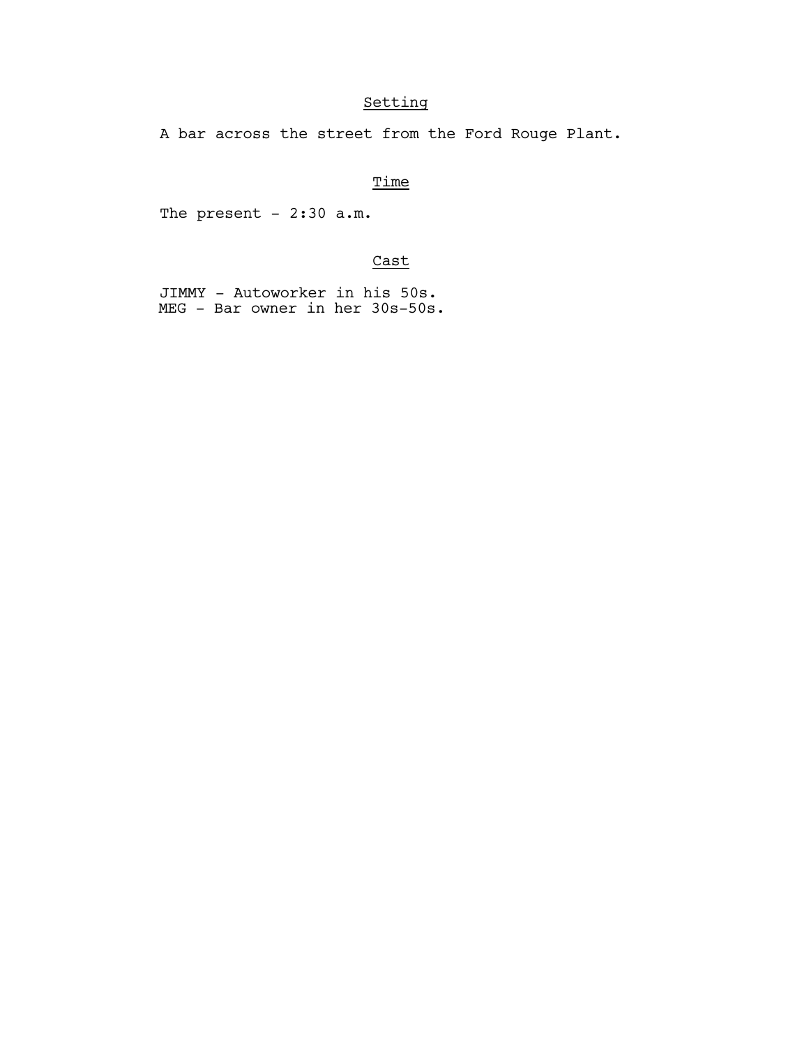## Setting

A bar across the street from the Ford Rouge Plant.

## Time

The present - 2:30 a.m.

## Cast

JIMMY - Autoworker in his 50s.
MEG - Bar owner in her 30s-50s.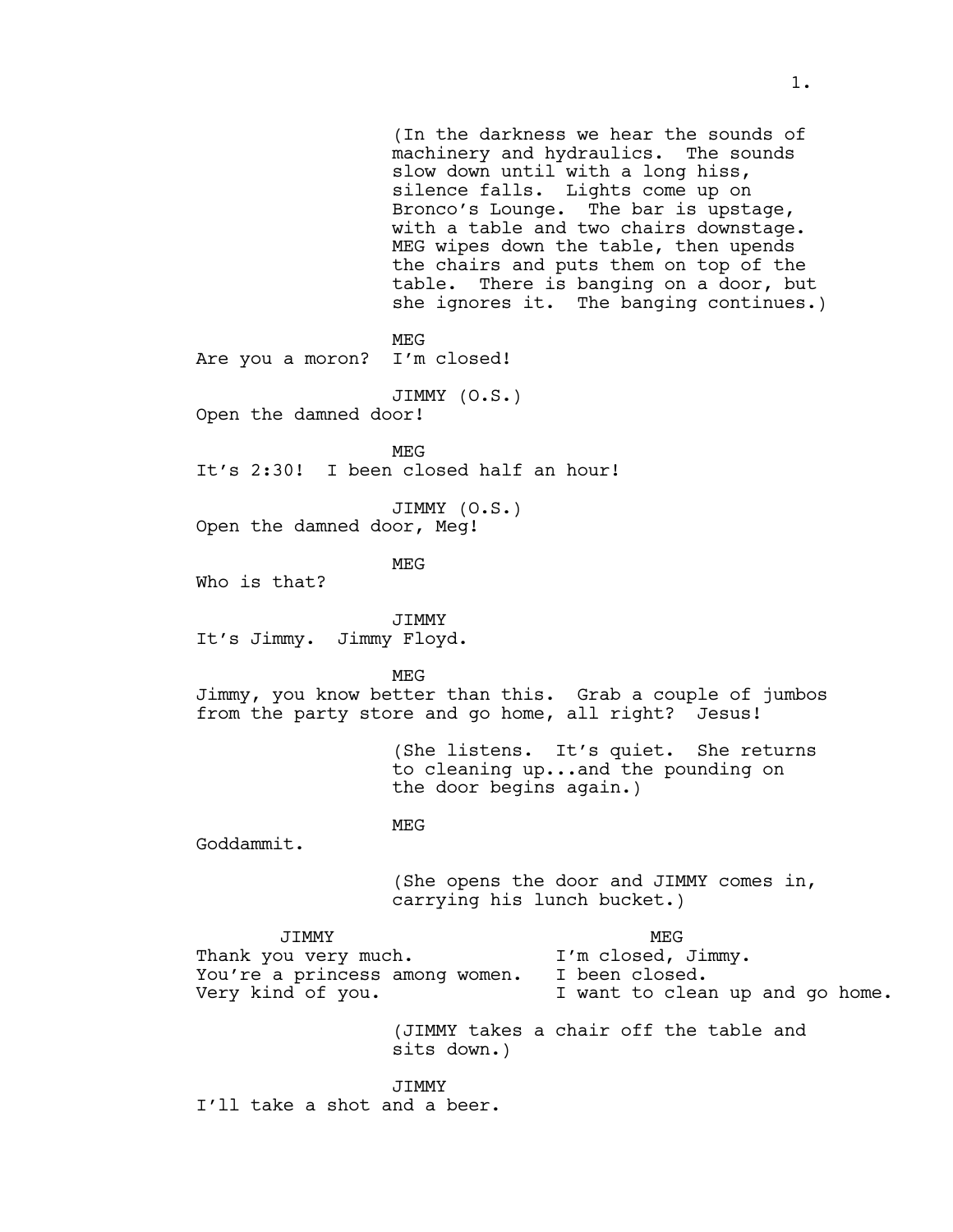(In the darkness we hear the sounds of machinery and hydraulics. The sounds slow down until with a long hiss, silence falls. Lights come up on Bronco's Lounge. The bar is upstage, with a table and two chairs downstage. MEG wipes down the table, then upends the chairs and puts them on top of the table. There is banging on a door, but she ignores it. The banging continues.)

MEG

Are you a moron? I'm closed!

JIMMY (O.S.)

Open the damned door!

MEG

It's 2:30! I been closed half an hour!

JIMMY (O.S.)

Open the damned door, Meg!

MEG

Who is that?

JIMMY

It's Jimmy. Jimmy Floyd.

MEG

Jimmy, you know better than this. Grab a couple of jumbos from the party store and go home, all right? Jesus!

(She listens. It's quiet. She returns to cleaning up...and the pounding on the door begins again.)

MEG

Goddammit.

(She opens the door and JIMMY comes in, carrying his lunch bucket.)

JIMMY

Thank you very much. You're a princess among women. Very kind of you.

MEG

I'm closed, Jimmy. I been closed. I want to clean up and go home.

(JIMMY takes a chair off the table and sits down.)

JIMMY

I'll take a shot and a beer.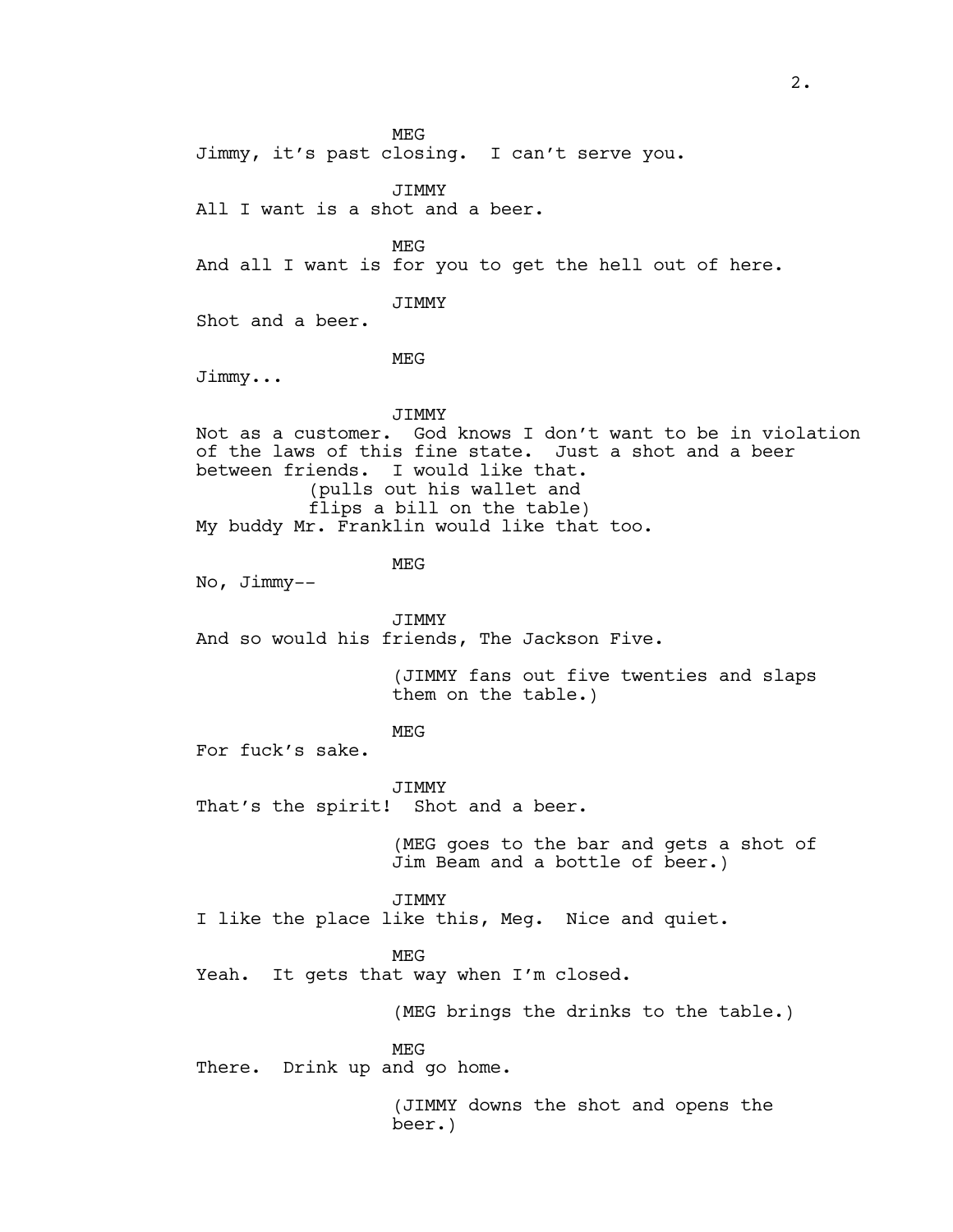MEG

Jimmy, it's past closing. I can't serve you.

JIMMY

All I want is a shot and a beer.

MEG

And all I want is for you to get the hell out of here.

JIMMY

Shot and a beer.

MEG

Jimmy...

JIMMY

Not as a customer. God knows I don't want to be in violation of the laws of this fine state. Just a shot and a beer between friends. I would like that.

(pulls out his wallet and flips a bill on the table)

My buddy Mr. Franklin would like that too.

MEG

No, Jimmy--

JIMMY

And so would his friends, The Jackson Five.

(JIMMY fans out five twenties and slaps them on the table.)

MEG

For fuck's sake.

JIMMY

That's the spirit! Shot and a beer.

(MEG goes to the bar and gets a shot of Jim Beam and a bottle of beer.)

JIMMY

I like the place like this, Meg. Nice and quiet.

MEG

Yeah. It gets that way when I'm closed.

(MEG brings the drinks to the table.)

MEG

There. Drink up and go home.

(JIMMY downs the shot and opens the beer.)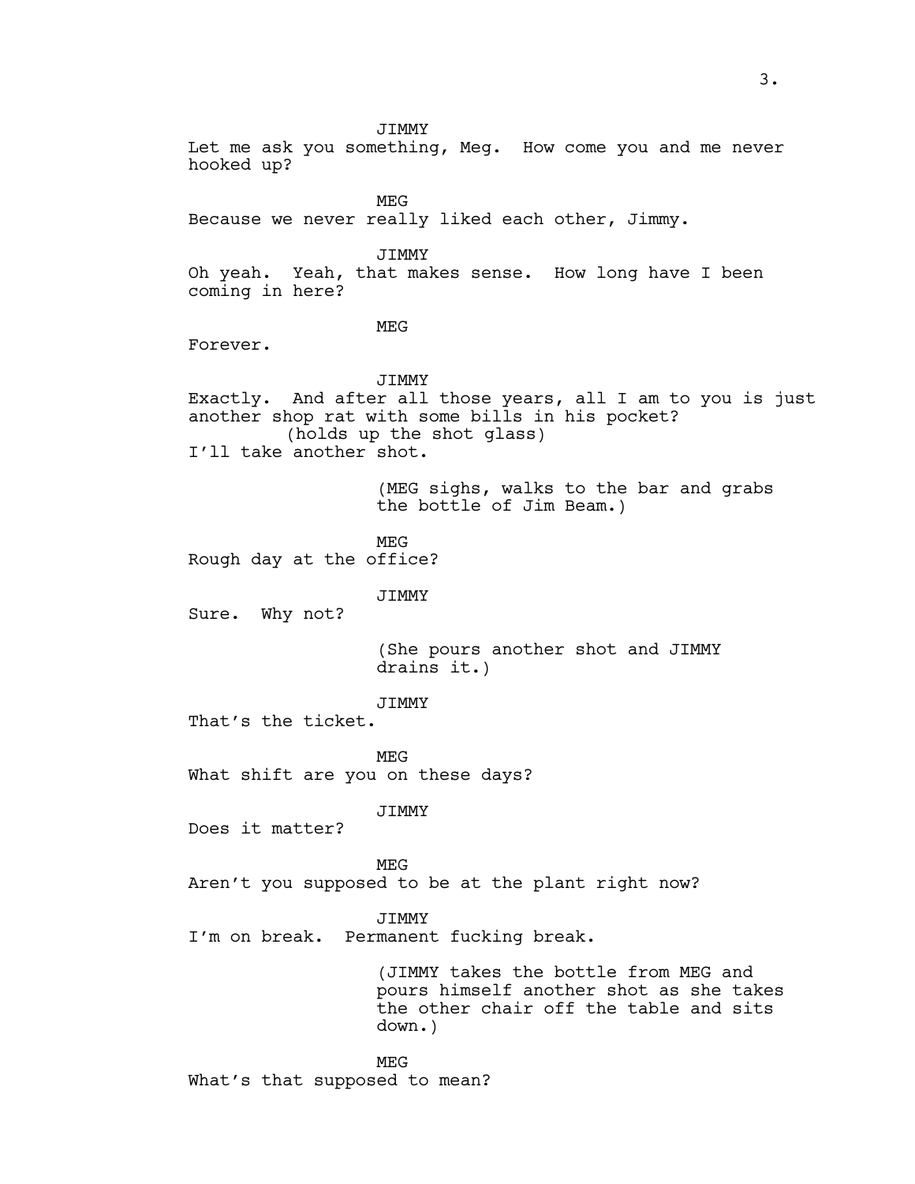JIMMY

Let me ask you something, Meg. How come you and me never hooked up?

MEG

Because we never really liked each other, Jimmy.

JIMMY

Oh yeah. Yeah, that makes sense. How long have I been coming in here?

MEG

Forever.

JIMMY

Exactly. And after all those years, all I am to you is just another shop rat with some bills in his pocket?

(holds up the shot glass)

I'll take another shot.

(MEG sighs, walks to the bar and grabs the bottle of Jim Beam.)

MEG

Rough day at the office?

JIMMY

Sure. Why not?

(She pours another shot and JIMMY drains it.)

JIMMY

That's the ticket.

MEG

What shift are you on these days?

JIMMY

Does it matter?

MEG

Aren't you supposed to be at the plant right now?

JIMMY

I'm on break. Permanent fucking break.

(JIMMY takes the bottle from MEG and pours himself another shot as she takes the other chair off the table and sits down.)

MEG

What's that supposed to mean?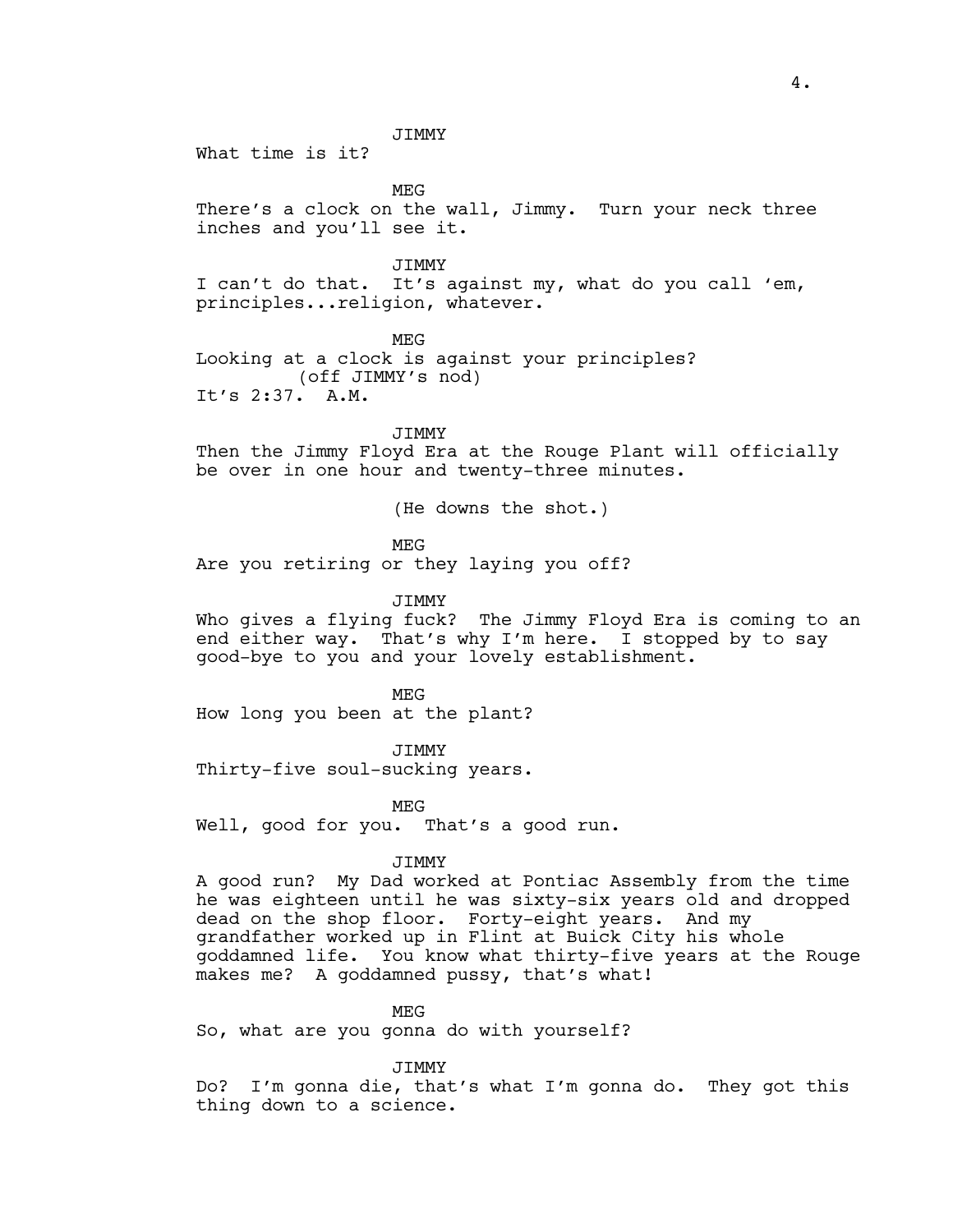JIMMY

What time is it?

MEG

There's a clock on the wall, Jimmy. Turn your neck three inches and you'll see it.

JIMMY

I can't do that. It's against my, what do you call 'em, principles...religion, whatever.

MEG

Looking at a clock is against your principles?
(off JIMMY's nod)
It's 2:37. A.M.

JIMMY

Then the Jimmy Floyd Era at the Rouge Plant will officially be over in one hour and twenty-three minutes.

(He downs the shot.)

MEG

Are you retiring or they laying you off?

JIMMY

Who gives a flying fuck? The Jimmy Floyd Era is coming to an end either way. That's why I'm here. I stopped by to say good-bye to you and your lovely establishment.

MEG

How long you been at the plant?

JIMMY

Thirty-five soul-sucking years.

MEG

Well, good for you. That's a good run.

JIMMY

A good run? My Dad worked at Pontiac Assembly from the time he was eighteen until he was sixty-six years old and dropped dead on the shop floor. Forty-eight years. And my grandfather worked up in Flint at Buick City his whole goddamned life. You know what thirty-five years at the Rouge makes me? A goddamned pussy, that's what!

MEG

So, what are you gonna do with yourself?

JIMMY

Do? I'm gonna die, that's what I'm gonna do. They got this thing down to a science.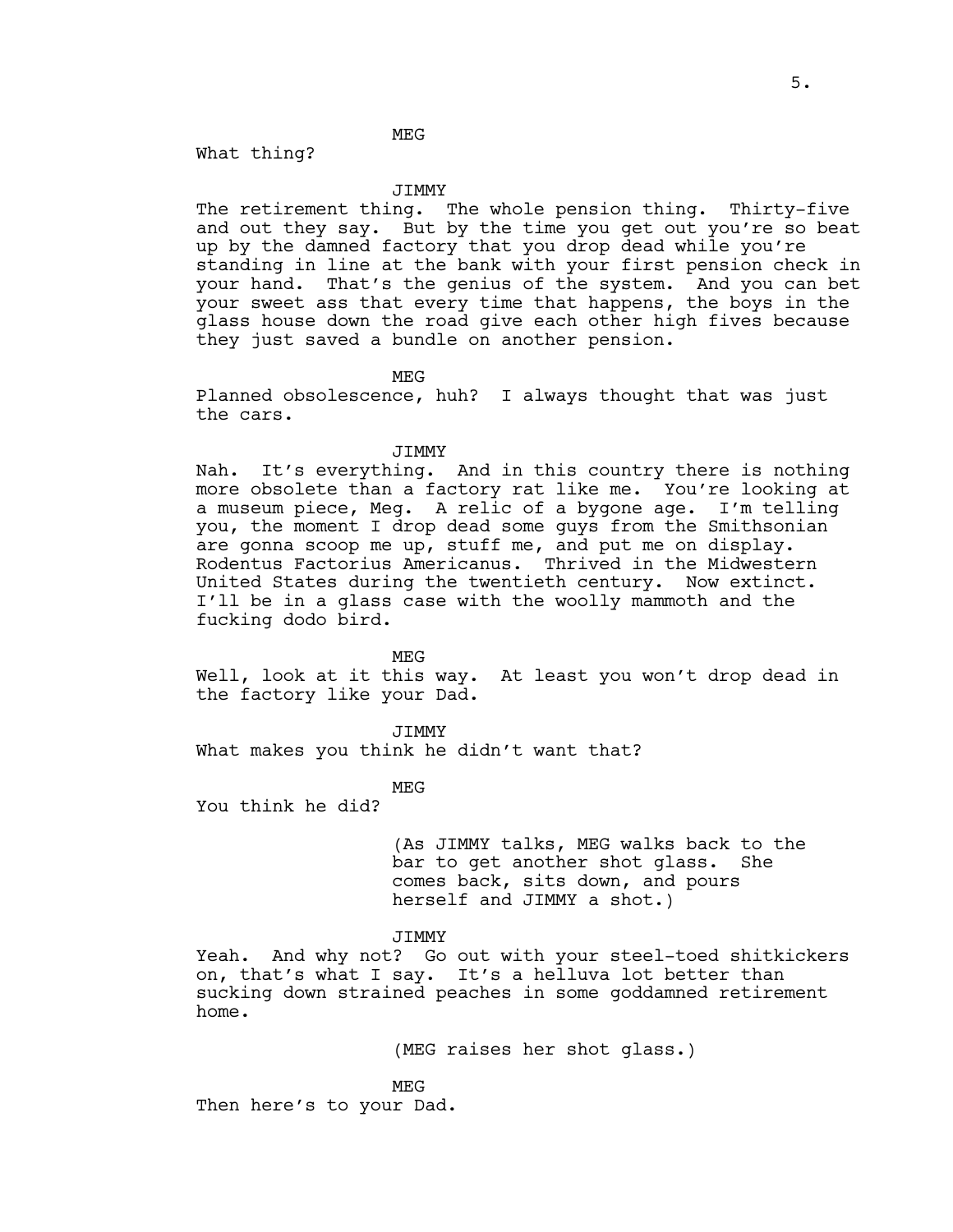MEG

What thing?

JIMMY

The retirement thing. The whole pension thing. Thirty-five and out they say. But by the time you get out you're so beat up by the damned factory that you drop dead while you're standing in line at the bank with your first pension check in your hand. That's the genius of the system. And you can bet your sweet ass that every time that happens, the boys in the glass house down the road give each other high fives because they just saved a bundle on another pension.

MEG

Planned obsolescence, huh? I always thought that was just the cars.

JIMMY

Nah. It's everything. And in this country there is nothing more obsolete than a factory rat like me. You're looking at a museum piece, Meg. A relic of a bygone age. I'm telling you, the moment I drop dead some guys from the Smithsonian are gonna scoop me up, stuff me, and put me on display. Rodentus Factorius Americanus. Thrived in the Midwestern United States during the twentieth century. Now extinct. I'll be in a glass case with the woolly mammoth and the fucking dodo bird.

MEG

Well, look at it this way. At least you won't drop dead in the factory like your Dad.

JIMMY

What makes you think he didn't want that?

MEG

You think he did?

(As JIMMY talks, MEG walks back to the bar to get another shot glass. She comes back, sits down, and pours herself and JIMMY a shot.)

JIMMY

Yeah. And why not? Go out with your steel-toed shitkickers on, that's what I say. It's a helluva lot better than sucking down strained peaches in some goddamned retirement home.

(MEG raises her shot glass.)

MEG

Then here's to your Dad.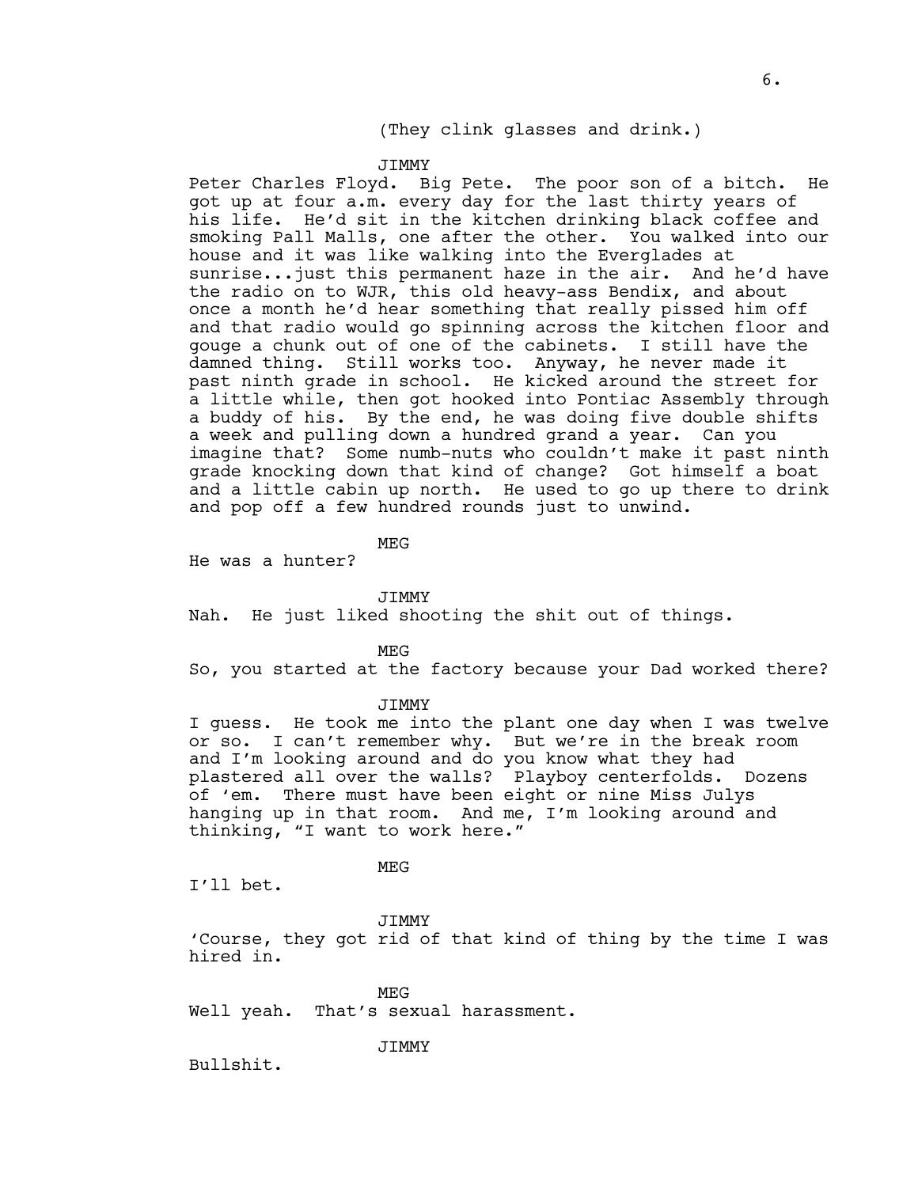(They clink glasses and drink.)

JIMMY

Peter Charles Floyd. Big Pete. The poor son of a bitch. He got up at four a.m. every day for the last thirty years of his life. He'd sit in the kitchen drinking black coffee and smoking Pall Malls, one after the other. You walked into our house and it was like walking into the Everglades at sunrise...just this permanent haze in the air. And he'd have the radio on to WJR, this old heavy-ass Bendix, and about once a month he'd hear something that really pissed him off and that radio would go spinning across the kitchen floor and gouge a chunk out of one of the cabinets. I still have the damned thing. Still works too. Anyway, he never made it past ninth grade in school. He kicked around the street for a little while, then got hooked into Pontiac Assembly through a buddy of his. By the end, he was doing five double shifts a week and pulling down a hundred grand a year. Can you imagine that? Some numb-nuts who couldn't make it past ninth grade knocking down that kind of change? Got himself a boat and a little cabin up north. He used to go up there to drink and pop off a few hundred rounds just to unwind.

MEG

He was a hunter?

JIMMY

Nah. He just liked shooting the shit out of things.

MEG

So, you started at the factory because your Dad worked there?

JIMMY

I guess. He took me into the plant one day when I was twelve or so. I can't remember why. But we're in the break room and I'm looking around and do you know what they had plastered all over the walls? Playboy centerfolds. Dozens of 'em. There must have been eight or nine Miss Julys hanging up in that room. And me, I'm looking around and thinking, "I want to work here."

MEG

I'll bet.

JIMMY

'Course, they got rid of that kind of thing by the time I was hired in.

MEG

Well yeah. That's sexual harassment.

JIMMY

Bullshit.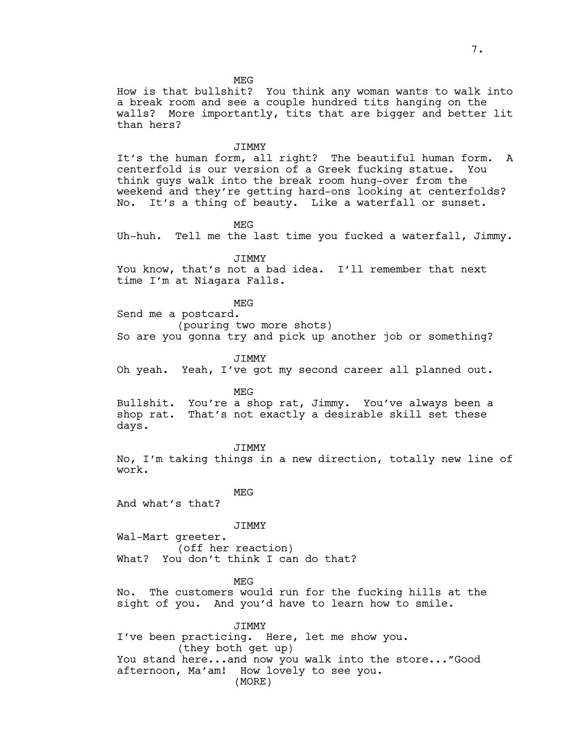MEG

How is that bullshit? You think any woman wants to walk into a break room and see a couple hundred tits hanging on the walls? More importantly, tits that are bigger and better lit than hers?

JIMMY

It's the human form, all right? The beautiful human form. A centerfold is our version of a Greek fucking statue. You think guys walk into the break room hung-over from the weekend and they're getting hard-ons looking at centerfolds? No. It's a thing of beauty. Like a waterfall or sunset.

MEG

Uh-huh. Tell me the last time you fucked a waterfall, Jimmy.

JIMMY

You know, that's not a bad idea. I'll remember that next time I'm at Niagara Falls.

MEG

Send me a postcard.

(pouring two more shots)

So are you gonna try and pick up another job or something?

JIMMY

Oh yeah. Yeah, I've got my second career all planned out.

MEG

Bullshit. You're a shop rat, Jimmy. You've always been a shop rat. That's not exactly a desirable skill set these days.

JIMMY

No, I'm taking things in a new direction, totally new line of work.

MEG

And what's that?

JIMMY

Wal-Mart greeter.

(off her reaction)

What? You don't think I can do that?

MEG

No. The customers would run for the fucking hills at the sight of you. And you'd have to learn how to smile.

JIMMY

I've been practicing. Here, let me show you.

(they both get up)

You stand here...and now you walk into the store..."Good afternoon, Ma'am! How lovely to see you.

(MORE)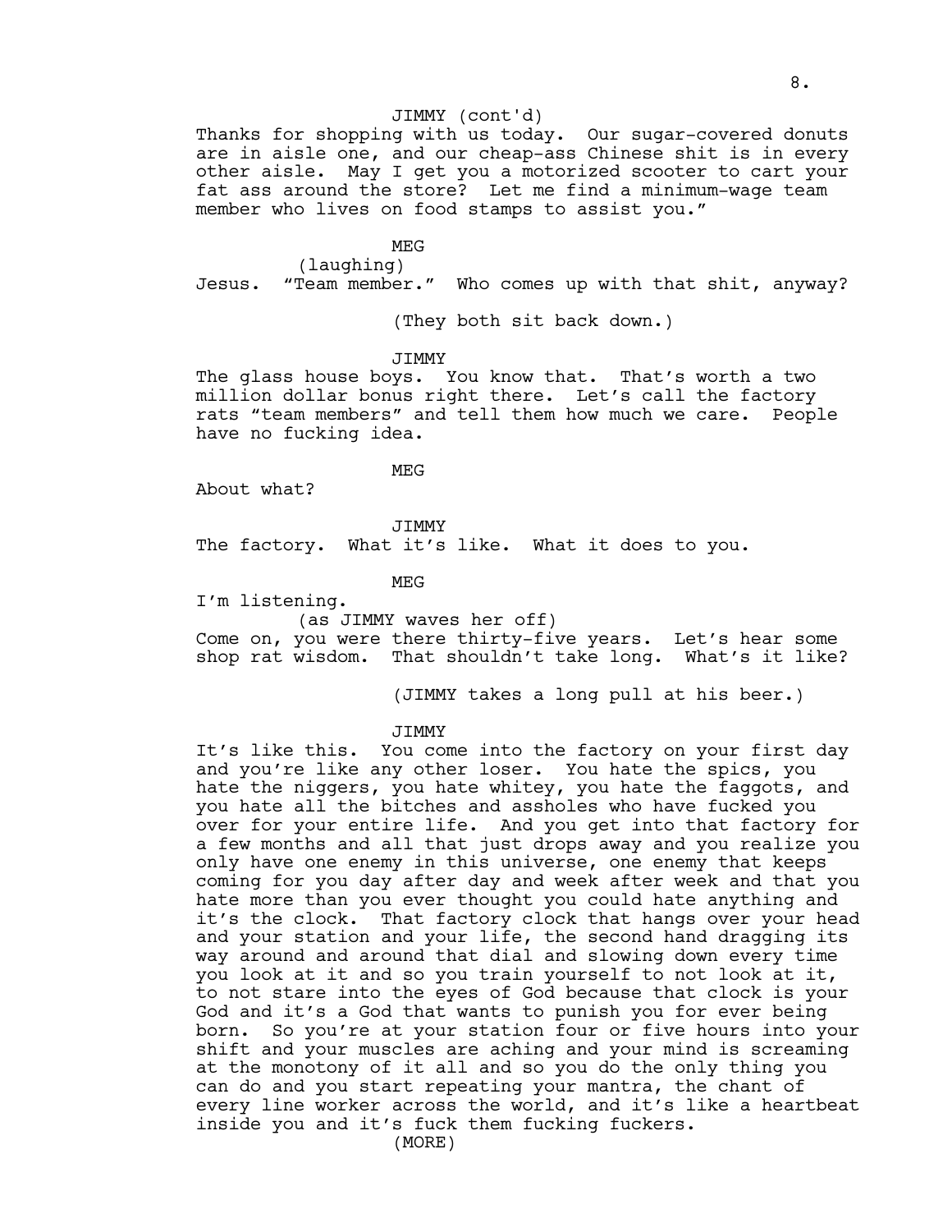JIMMY (cont'd)

Thanks for shopping with us today. Our sugar-covered donuts are in aisle one, and our cheap-ass Chinese shit is in every other aisle. May I get you a motorized scooter to cart your fat ass around the store? Let me find a minimum-wage team member who lives on food stamps to assist you."

MEG

(laughing)

Jesus. "Team member." Who comes up with that shit, anyway?

(They both sit back down.)

JIMMY

The glass house boys. You know that. That's worth a two million dollar bonus right there. Let's call the factory rats "team members" and tell them how much we care. People have no fucking idea.

MEG

About what?

JIMMY

The factory. What it's like. What it does to you.

MEG

I'm listening.

(as JIMMY waves her off)

Come on, you were there thirty-five years. Let's hear some shop rat wisdom. That shouldn't take long. What's it like?

(JIMMY takes a long pull at his beer.)

JIMMY

It's like this. You come into the factory on your first day and you're like any other loser. You hate the spics, you hate the niggers, you hate whitey, you hate the faggots, and you hate all the bitches and assholes who have fucked you over for your entire life. And you get into that factory for a few months and all that just drops away and you realize you only have one enemy in this universe, one enemy that keeps coming for you day after day and week after week and that you hate more than you ever thought you could hate anything and it's the clock. That factory clock that hangs over your head and your station and your life, the second hand dragging its way around and around that dial and slowing down every time you look at it and so you train yourself to not look at it, to not stare into the eyes of God because that clock is your God and it's a God that wants to punish you for ever being born. So you're at your station four or five hours into your shift and your muscles are aching and your mind is screaming at the monotony of it all and so you do the only thing you can do and you start repeating your mantra, the chant of every line worker across the world, and it's like a heartbeat inside you and it's fuck them fucking fuckers.

(MORE)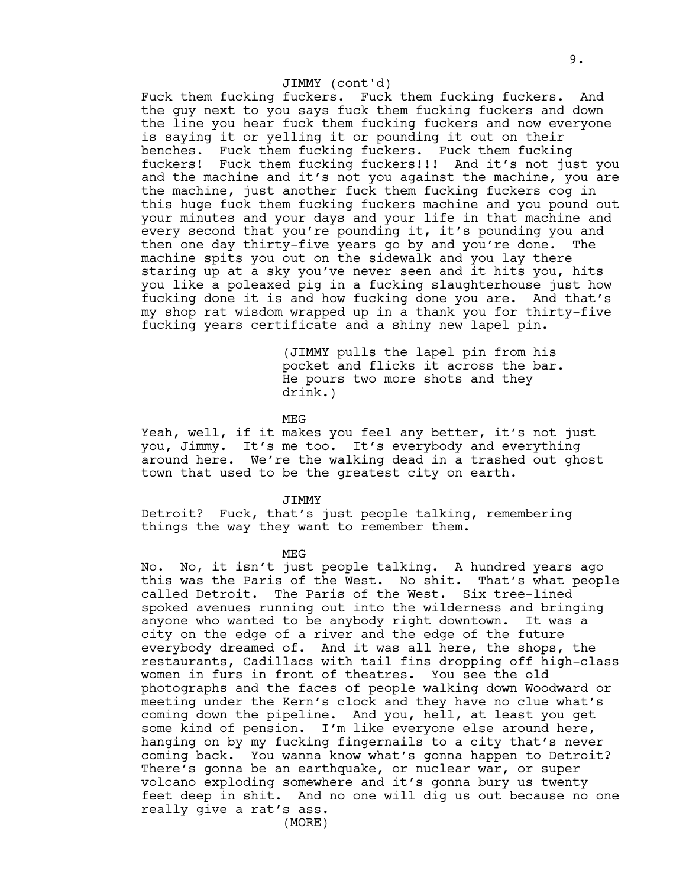JIMMY (cont'd)

Fuck them fucking fuckers. Fuck them fucking fuckers. And the guy next to you says fuck them fucking fuckers and down the line you hear fuck them fucking fuckers and now everyone is saying it or yelling it or pounding it out on their benches. Fuck them fucking fuckers. Fuck them fucking fuckers! Fuck them fucking fuckers!!! And it's not just you and the machine and it's not you against the machine, you are the machine, just another fuck them fucking fuckers cog in this huge fuck them fucking fuckers machine and you pound out your minutes and your days and your life in that machine and every second that you're pounding it, it's pounding you and then one day thirty-five years go by and you're done. The machine spits you out on the sidewalk and you lay there staring up at a sky you've never seen and it hits you, hits you like a poleaxed pig in a fucking slaughterhouse just how fucking done it is and how fucking done you are. And that's my shop rat wisdom wrapped up in a thank you for thirty-five fucking years certificate and a shiny new lapel pin.

(JIMMY pulls the lapel pin from his pocket and flicks it across the bar. He pours two more shots and they drink.)

MEG

Yeah, well, if it makes you feel any better, it's not just you, Jimmy. It's me too. It's everybody and everything around here. We're the walking dead in a trashed out ghost town that used to be the greatest city on earth.

JIMMY

Detroit? Fuck, that's just people talking, remembering things the way they want to remember them.

MEG

No. No, it isn't just people talking. A hundred years ago this was the Paris of the West. No shit. That's what people called Detroit. The Paris of the West. Six tree-lined spoked avenues running out into the wilderness and bringing anyone who wanted to be anybody right downtown. It was a city on the edge of a river and the edge of the future everybody dreamed of. And it was all here, the shops, the restaurants, Cadillacs with tail fins dropping off high-class women in furs in front of theatres. You see the old photographs and the faces of people walking down Woodward or meeting under the Kern's clock and they have no clue what's coming down the pipeline. And you, hell, at least you get some kind of pension. I'm like everyone else around here, hanging on by my fucking fingernails to a city that's never coming back. You wanna know what's gonna happen to Detroit? There's gonna be an earthquake, or nuclear war, or super volcano exploding somewhere and it's gonna bury us twenty feet deep in shit. And no one will dig us out because no one really give a rat's ass.

(MORE)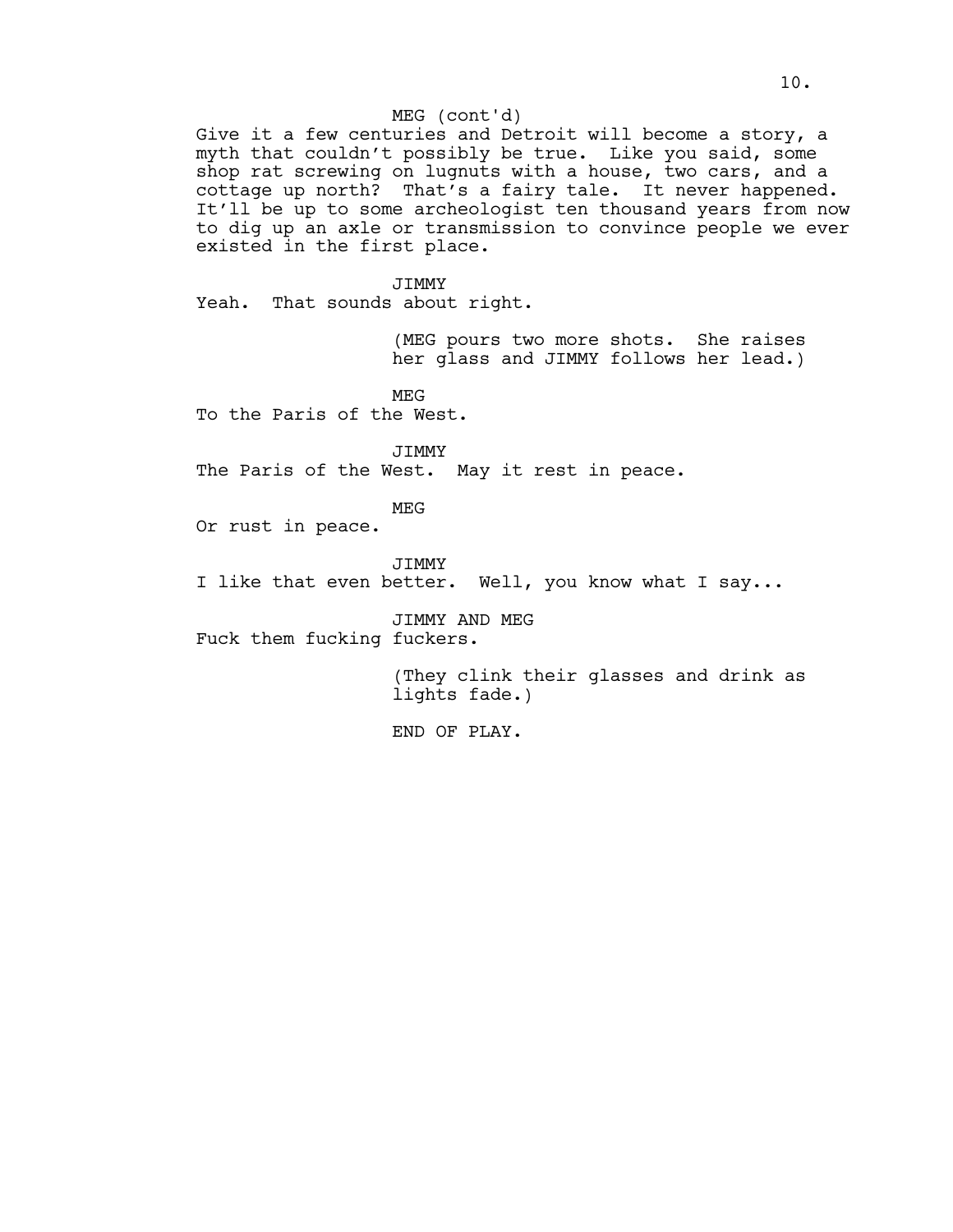MEG (cont'd)

Give it a few centuries and Detroit will become a story, a myth that couldn't possibly be true. Like you said, some shop rat screwing on lugnuts with a house, two cars, and a cottage up north? That's a fairy tale. It never happened. It'll be up to some archeologist ten thousand years from now to dig up an axle or transmission to convince people we ever existed in the first place.

JIMMY

Yeah. That sounds about right.

(MEG pours two more shots. She raises her glass and JIMMY follows her lead.)

MEG

To the Paris of the West.

JIMMY

The Paris of the West. May it rest in peace.

MEG

Or rust in peace.

JIMMY

I like that even better. Well, you know what I say...

JIMMY AND MEG

Fuck them fucking fuckers.

(They clink their glasses and drink as lights fade.)

END OF PLAY.